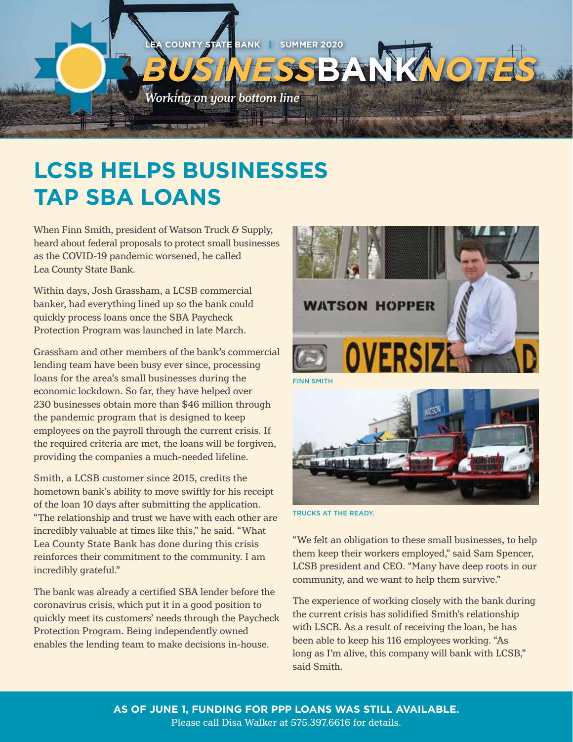LEA COUNTY STATE BANK | SUMMER 2020

# *BUSINESS*BANK*NOTES*

*Working on your bottom line*

## LCSB HELPS BUSINESSES TAP SBA LOANS

When Finn Smith, president of Watson Truck & Supply, heard about federal proposals to protect small businesses as the COVID-19 pandemic worsened, he called Lea County State Bank.

Within days, Josh Grassham, a LCSB commercial banker, had everything lined up so the bank could quickly process loans once the SBA Paycheck Protection Program was launched in late March.

Grassham and other members of the bank's commercial lending team have been busy ever since, processing loans for the area's small businesses during the economic lockdown. So far, they have helped over 230 businesses obtain more than $46 million through the pandemic program that is designed to keep employees on the payroll through the current crisis. If the required criteria are met, the loans will be forgiven, providing the companies a much-needed lifeline.

Smith, a LCSB customer since 2015, credits the hometown bank's ability to move swiftly for his receipt of the loan 10 days after submitting the application. "The relationship and trust we have with each other are incredibly valuable at times like this," he said. "What Lea County State Bank has done during this crisis reinforces their commitment to the community. I am incredibly grateful."

The bank was already a certified SBA lender before the coronavirus crisis, which put it in a good position to quickly meet its customers' needs through the Paycheck Protection Program. Being independently owned enables the lending team to make decisions in-house.

FINN SMITH

TRUCKS AT THE READY.

"We felt an obligation to these small businesses, to help them keep their workers employed," said Sam Spencer, LCSB president and CEO. "Many have deep roots in our community, and we want to help them survive."

The experience of working closely with the bank during the current crisis has solidified Smith's relationship with LSCB. As a result of receiving the loan, he has been able to keep his 116 employees working. "As long as I'm alive, this company will bank with LCSB," said Smith.

**AS OF JUNE 1, FUNDING FOR PPP LOANS WAS STILL AVAILABLE.**
Please call Disa Walker at 575.397.6616 for details.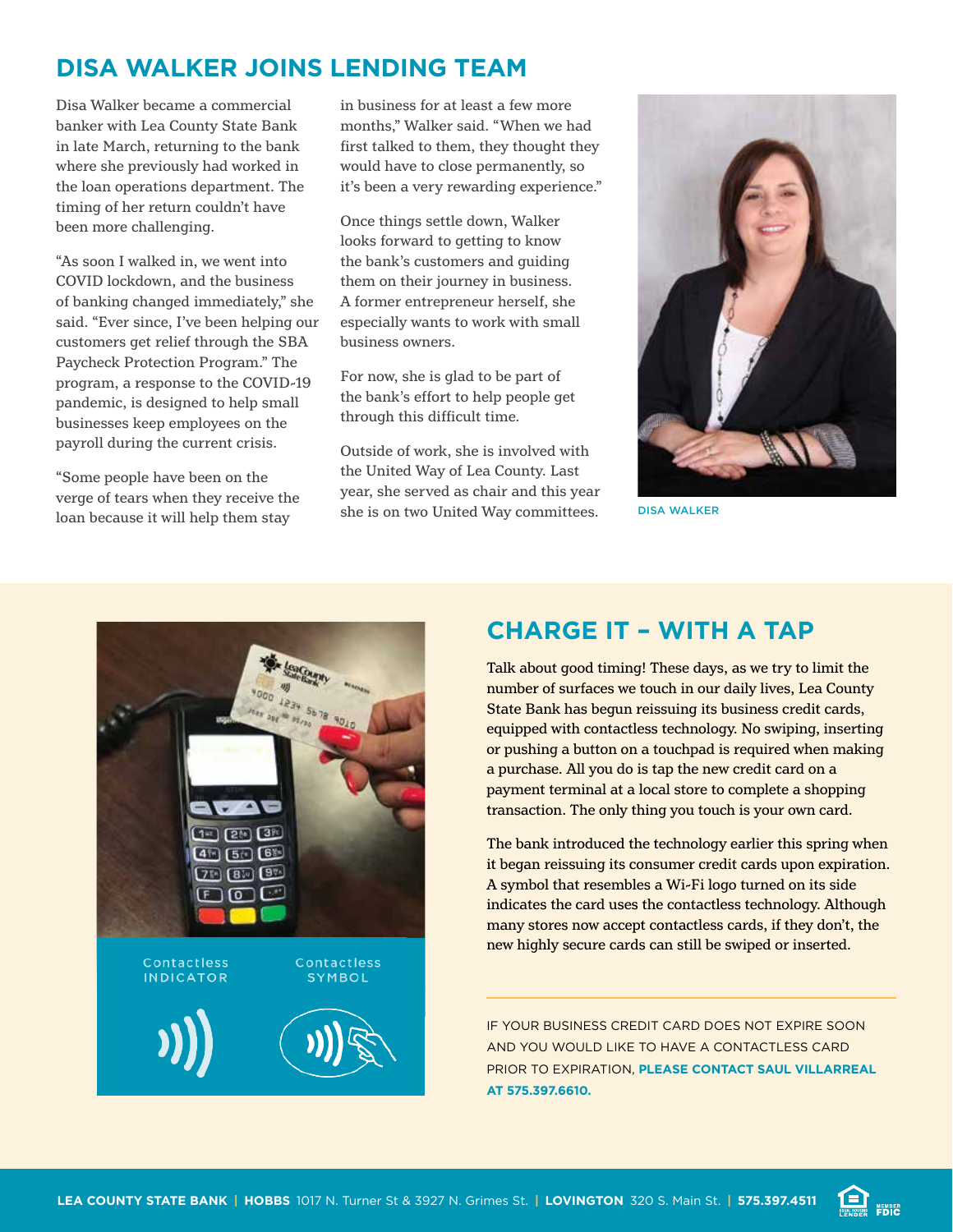## DISA WALKER JOINS LENDING TEAM

Disa Walker became a commercial banker with Lea County State Bank in late March, returning to the bank where she previously had worked in the loan operations department. The timing of her return couldn't have been more challenging.

"As soon I walked in, we went into COVID lockdown, and the business of banking changed immediately," she said. "Ever since, I've been helping our customers get relief through the SBA Paycheck Protection Program." The program, a response to the COVID-19 pandemic, is designed to help small businesses keep employees on the payroll during the current crisis.

"Some people have been on the verge of tears when they receive the loan because it will help them stay in business for at least a few more months," Walker said. "When we had first talked to them, they thought they would have to close permanently, so it's been a very rewarding experience."

Once things settle down, Walker looks forward to getting to know the bank's customers and guiding them on their journey in business. A former entrepreneur herself, she especially wants to work with small business owners.

For now, she is glad to be part of the bank's effort to help people get through this difficult time.

Outside of work, she is involved with the United Way of Lea County. Last year, she served as chair and this year she is on two United Way committees.

DISA WALKER

Contactless INDICATOR

Contactless SYMBOL

## CHARGE IT – WITH A TAP

Talk about good timing! These days, as we try to limit the number of surfaces we touch in our daily lives, Lea County State Bank has begun reissuing its business credit cards, equipped with contactless technology. No swiping, inserting or pushing a button on a touchpad is required when making a purchase. All you do is tap the new credit card on a payment terminal at a local store to complete a shopping transaction. The only thing you touch is your own card.

The bank introduced the technology earlier this spring when it began reissuing its consumer credit cards upon expiration. A symbol that resembles a Wi-Fi logo turned on its side indicates the card uses the contactless technology. Although many stores now accept contactless cards, if they don't, the new highly secure cards can still be swiped or inserted.

IF YOUR BUSINESS CREDIT CARD DOES NOT EXPIRE SOON AND YOU WOULD LIKE TO HAVE A CONTACTLESS CARD PRIOR TO EXPIRATION, **PLEASE CONTACT SAUL VILLARREAL AT 575.397.6610.**

**LEA COUNTY STATE BANK** | **HOBBS** 1017 N. Turner St & 3927 N. Grimes St. | **LOVINGTON** 320 S. Main St. | **575.397.4511**